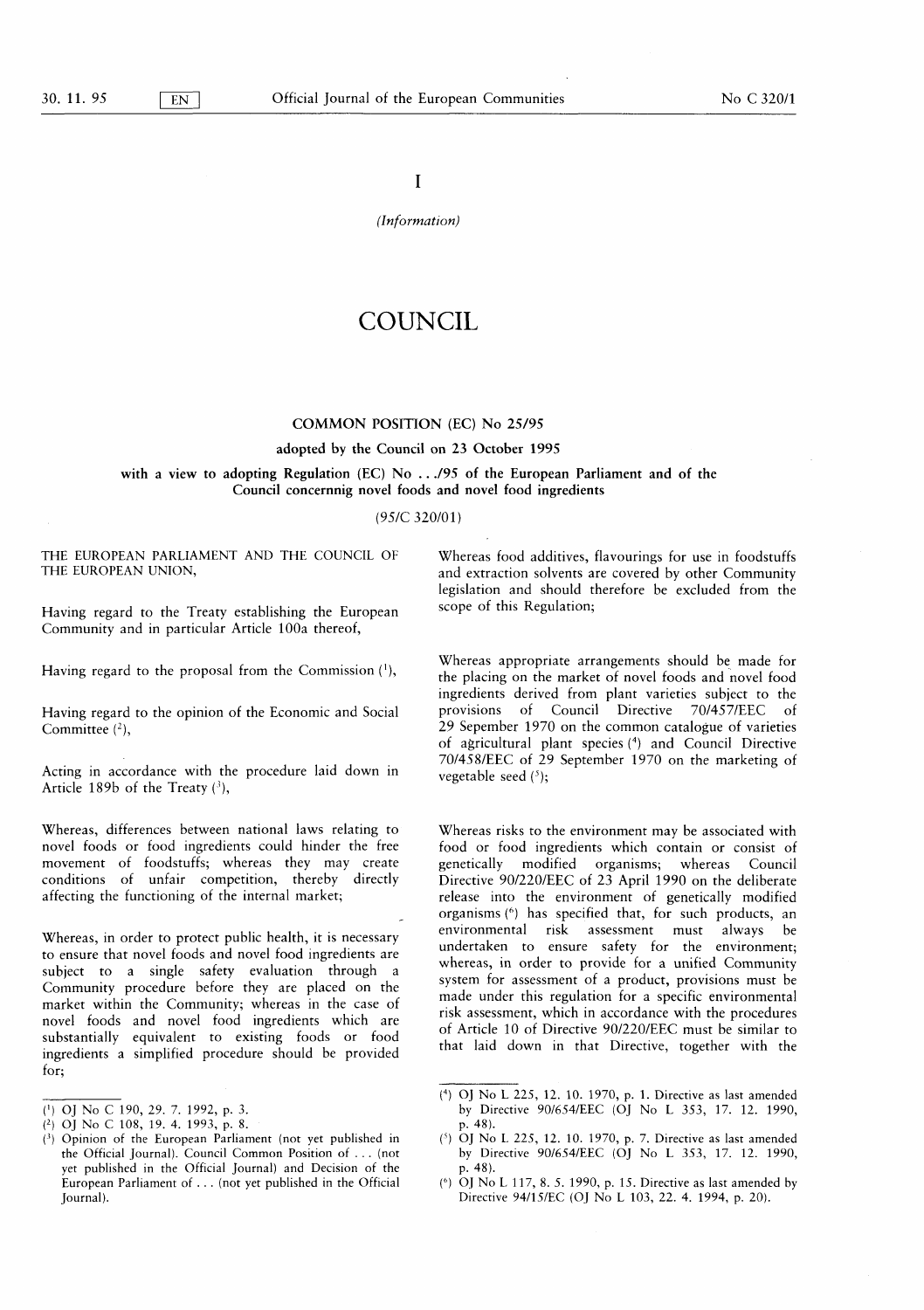I

*(Information)*

# COUNCIL

## COMMON POSITION (EC) No 25/95

### adopted by the Council on 23 October 1995

### with a view to adopting Regulation (EC) No .../95 of the European Parliament and of the Council concernnig novel foods and novel food ingredients

(95/C 320/01)

THE EUROPEAN PARLIAMENT AND THE COUNCIL OF THE EUROPEAN UNION,

Having regard to the Treaty establishing the European Community and in particular Article 100a thereof,

Having regard to the proposal from the Commission [1],

Having regard to the opinion of the Economic and Social Committee [2],

Acting in accordance with the procedure laid down in Article 189b of the Treaty [3],

Whereas, differences between national laws relating to novel foods or food ingredients could hinder the free movement of foodstuffs; whereas they may create conditions of unfair competition, thereby directly affecting the functioning of the internal market;

Whereas, in order to protect public health, it is necessary to ensure that novel foods and novel food ingredients are subject to a single safety evaluation through a Community procedure before they are placed on the market within the Community; whereas in the case of novel foods and novel food ingredients which are substantially equivalent to existing foods or food ingredients a simplified procedure should be provided for;

Whereas food additives, flavourings for use in foodstuffs and extraction solvents are covered by other Community legislation and should therefore be excluded from the scope of this Regulation;

Whereas appropriate arrangements should be made for the placing on the market of novel foods and novel food ingredients derived from plant varieties subject to the provisions of Council Directive 70/457/EEC of 29 September 1970 on the common catalogue of varieties of agricultural plant species [4] and Council Directive 70/458/EEC of 29 September 1970 on the marketing of vegetable seed [5];

Whereas risks to the environment may be associated with food or food ingredients which contain or consist of genetically modified organisms; whereas Council Directive 90/220/EEC of 23 April 1990 on the deliberate release into the environment of genetically modified organisms [6] has specified that, for such products, an environmental risk assessment must always be undertaken to ensure safety for the environment; whereas, in order to provide for a unified Community system for assessment of a product, provisions must be made under this regulation for a specific environmental risk assessment, which in accordance with the procedures of Article 10 of Directive 90/220/EEC must be similar to that laid down in that Directive, together with the

---

[1] OJ No C 190, 29. 7. 1992, p. 3.

[2] OJ No C 108, 19. 4. 1993, p. 8.

[3] Opinion of the European Parliament (not yet published in the Official Journal). Council Common Position of ... (not yet published in the Official Journal) and Decision of the European Parliament of ... (not yet published in the Official Journal).

[4] OJ No L 225, 12. 10. 1970, p. 1. Directive as last amended by Directive 90/654/EEC (OJ No L 353, 17. 12. 1990, p. 48).

[5] OJ No L 225, 12. 10. 1970, p. 7. Directive as last amended by Directive 90/654/EEC (OJ No L 353, 17. 12. 1990, p. 48).

[6] OJ No L 117, 8. 5. 1990, p. 15. Directive as last amended by Directive 94/15/EC (OJ No L 103, 22. 4. 1994, p. 20).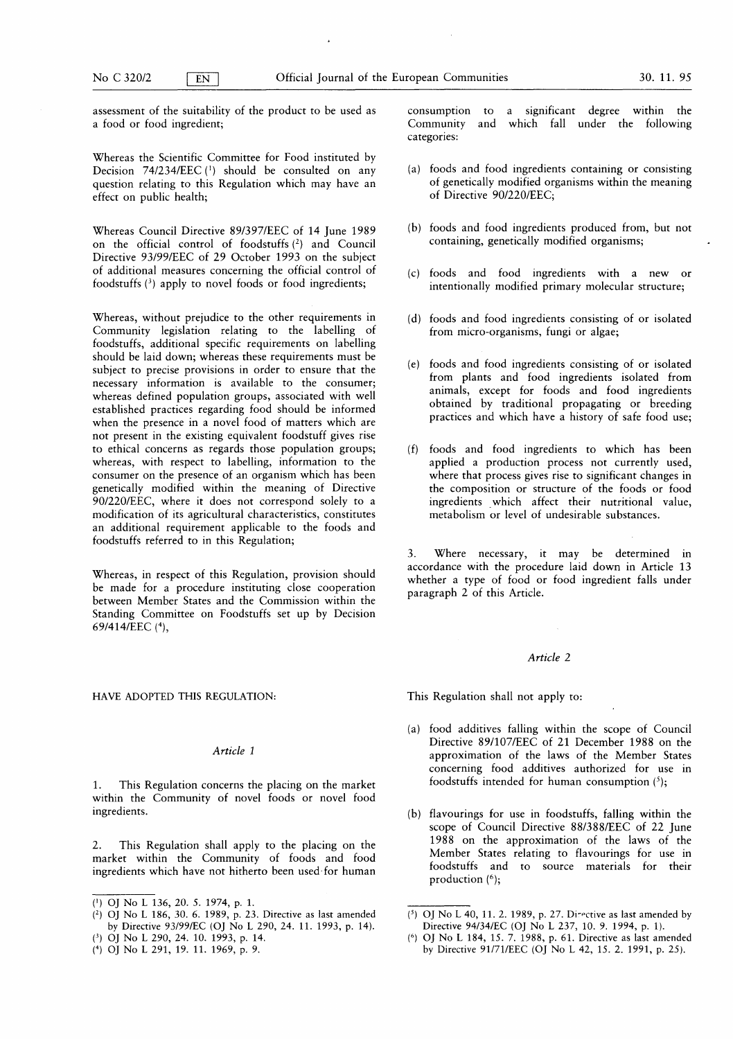assessment of the suitability of the product to be used as a food or food ingredient;

Whereas the Scientific Committee for Food instituted by Decision 74/234/EEC [1] should be consulted on any question relating to this Regulation which may have an effect on public health;

Whereas Council Directive 89/397/EEC of 14 June 1989 on the official control of foodstuffs [2] and Council Directive 93/99/EEC of 29 October 1993 on the subject of additional measures concerning the official control of foodstuffs [3] apply to novel foods or food ingredients;

Whereas, without prejudice to the other requirements in Community legislation relating to the labelling of foodstuffs, additional specific requirements on labelling should be laid down; whereas these requirements must be subject to precise provisions in order to ensure that the necessary information is available to the consumer; whereas defined population groups, associated with well established practices regarding food should be informed when the presence in a novel food of matters which are not present in the existing equivalent foodstuff gives rise to ethical concerns as regards those population groups; whereas, with respect to labelling, information to the consumer on the presence of an organism which has been genetically modified within the meaning of Directive 90/220/EEC, where it does not correspond solely to a modification of its agricultural characteristics, constitutes an additional requirement applicable to the foods and foodstuffs referred to in this Regulation;

Whereas, in respect of this Regulation, provision should be made for a procedure instituting close cooperation between Member States and the Commission within the Standing Committee on Foodstuffs set up by Decision 69/414/EEC [4],

HAVE ADOPTED THIS REGULATION:

*Article 1*

1. This Regulation concerns the placing on the market within the Community of novel foods or novel food ingredients.

2. This Regulation shall apply to the placing on the market within the Community of foods and food ingredients which have not hitherto been used for human consumption to a significant degree within the Community and which fall under the following categories:

(a) foods and food ingredients containing or consisting of genetically modified organisms within the meaning of Directive 90/220/EEC;

(b) foods and food ingredients produced from, but not containing, genetically modified organisms;

(c) foods and food ingredients with a new or intentionally modified primary molecular structure;

(d) foods and food ingredients consisting of or isolated from micro-organisms, fungi or algae;

(e) foods and food ingredients consisting of or isolated from plants and food ingredients isolated from animals, except for foods and food ingredients obtained by traditional propagating or breeding practices and which have a history of safe food use;

(f) foods and food ingredients to which has been applied a production process not currently used, where that process gives rise to significant changes in the composition or structure of the foods or food ingredients which affect their nutritional value, metabolism or level of undesirable substances.

3. Where necessary, it may be determined in accordance with the procedure laid down in Article 13 whether a type of food or food ingredient falls under paragraph 2 of this Article.

*Article 2*

This Regulation shall not apply to:

(a) food additives falling within the scope of Council Directive 89/107/EEC of 21 December 1988 on the approximation of the laws of the Member States concerning food additives authorized for use in foodstuffs intended for human consumption [5];

(b) flavourings for use in foodstuffs, falling within the scope of Council Directive 88/388/EEC of 22 June 1988 on the approximation of the laws of the Member States relating to flavourings for use in foodstuffs and to source materials for their production [6];

---

[1] OJ No L 136, 20. 5. 1974, p. 1.

[2] OJ No L 186, 30. 6. 1989, p. 23. Directive as last amended by Directive 93/99/EC (OJ No L 290, 24. 11. 1993, p. 14).

[3] OJ No L 290, 24. 10. 1993, p. 14.

[4] OJ No L 291, 19. 11. 1969, p. 9.

[5] OJ No L 40, 11. 2. 1989, p. 27. Directive as last amended by Directive 94/34/EC (OJ No L 237, 10. 9. 1994, p. 1).

[6] OJ No L 184, 15. 7. 1988, p. 61. Directive as last amended by Directive 91/71/EEC (OJ No L 42, 15. 2. 1991, p. 25).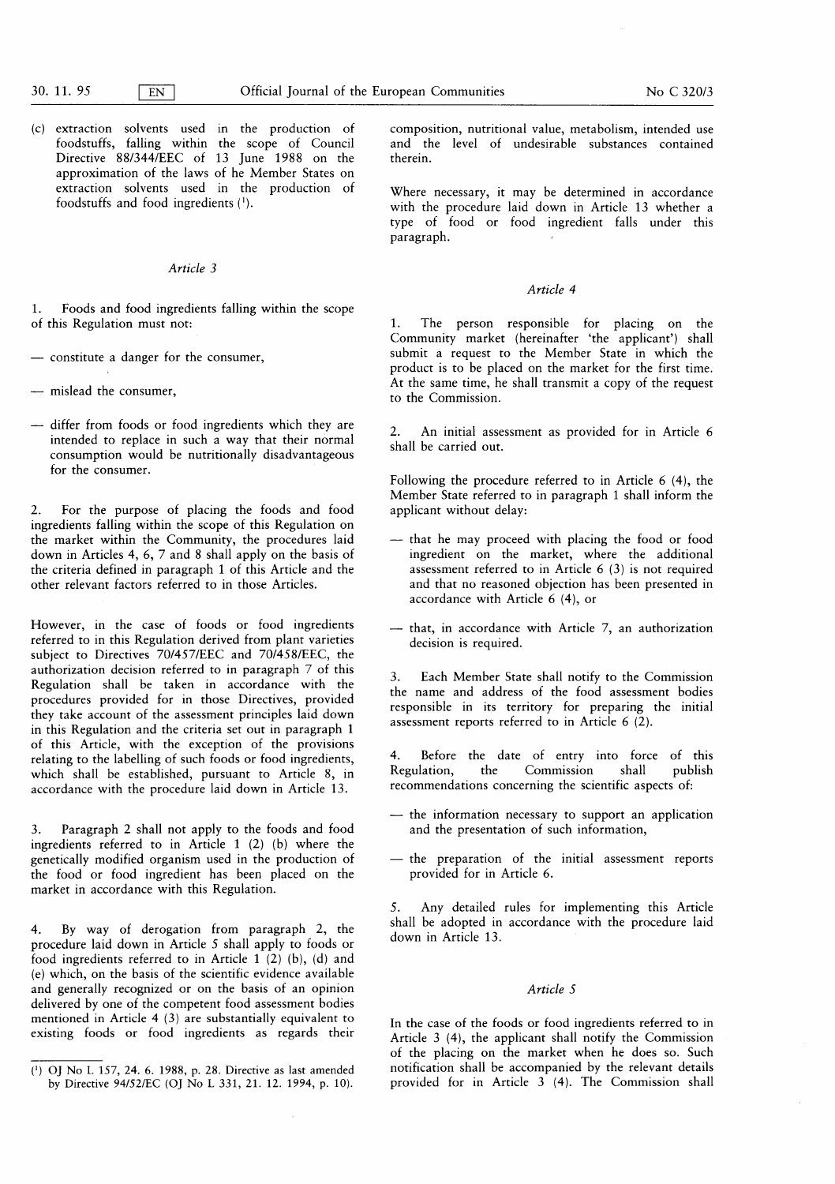(c) extraction solvents used in the production of foodstuffs, falling within the scope of Council Directive 88/344/EEC of 13 June 1988 on the approximation of the laws of he Member States on extraction solvents used in the production of foodstuffs and food ingredients [1].

### Article 3

1. Foods and food ingredients falling within the scope of this Regulation must not:

— constitute a danger for the consumer,

— mislead the consumer,

— differ from foods or food ingredients which they are intended to replace in such a way that their normal consumption would be nutritionally disadvantageous for the consumer.

2. For the purpose of placing the foods and food ingredients falling within the scope of this Regulation on the market within the Community, the procedures laid down in Articles 4, 6, 7 and 8 shall apply on the basis of the criteria defined in paragraph 1 of this Article and the other relevant factors referred to in those Articles.

However, in the case of foods or food ingredients referred to in this Regulation derived from plant varieties subject to Directives 70/457/EEC and 70/458/EEC, the authorization decision referred to in paragraph 7 of this Regulation shall be taken in accordance with the procedures provided for in those Directives, provided they take account of the assessment principles laid down in this Regulation and the criteria set out in paragraph 1 of this Article, with the exception of the provisions relating to the labelling of such foods or food ingredients, which shall be established, pursuant to Article 8, in accordance with the procedure laid down in Article 13.

3. Paragraph 2 shall not apply to the foods and food ingredients referred to in Article 1 (2) (b) where the genetically modified organism used in the production of the food or food ingredient has been placed on the market in accordance with this Regulation.

4. By way of derogation from paragraph 2, the procedure laid down in Article 5 shall apply to foods or food ingredients referred to in Article 1 (2) (b), (d) and (e) which, on the basis of the scientific evidence available and generally recognized or on the basis of an opinion delivered by one of the competent food assessment bodies mentioned in Article 4 (3) are substantially equivalent to existing foods or food ingredients as regards their composition, nutritional value, metabolism, intended use and the level of undesirable substances contained therein.

Where necessary, it may be determined in accordance with the procedure laid down in Article 13 whether a type of food or food ingredient falls under this paragraph.

### Article 4

1. The person responsible for placing on the Community market (hereinafter 'the applicant') shall submit a request to the Member State in which the product is to be placed on the market for the first time. At the same time, he shall transmit a copy of the request to the Commission.

2. An initial assessment as provided for in Article 6 shall be carried out.

Following the procedure referred to in Article 6 (4), the Member State referred to in paragraph 1 shall inform the applicant without delay:

— that he may proceed with placing the food or food ingredient on the market, where the additional assessment referred to in Article 6 (3) is not required and that no reasoned objection has been presented in accordance with Article 6 (4), or

— that, in accordance with Article 7, an authorization decision is required.

3. Each Member State shall notify to the Commission the name and address of the food assessment bodies responsible in its territory for preparing the initial assessment reports referred to in Article 6 (2).

4. Before the date of entry into force of this Regulation, the Commission shall publish recommendations concerning the scientific aspects of:

— the information necessary to support an application and the presentation of such information,

— the preparation of the initial assessment reports provided for in Article 6.

5. Any detailed rules for implementing this Article shall be adopted in accordance with the procedure laid down in Article 13.

### Article 5

In the case of the foods or food ingredients referred to in Article 3 (4), the applicant shall notify the Commission of the placing on the market when he does so. Such notification shall be accompanied by the relevant details provided for in Article 3 (4). The Commission shall

---

[1] OJ No L 157, 24. 6. 1988, p. 28. Directive as last amended by Directive 94/52/EC (OJ No L 331, 21. 12. 1994, p. 10).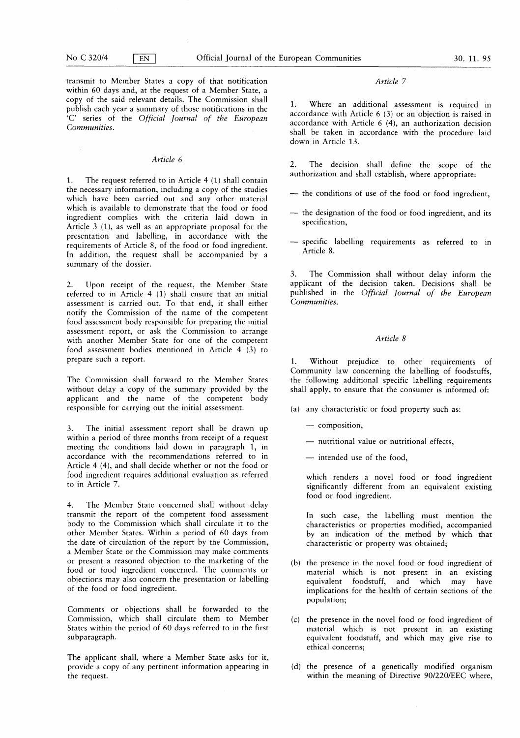transmit to Member States a copy of that notification within 60 days and, at the request of a Member State, a copy of the said relevant details. The Commission shall publish each year a summary of those notifications in the 'C' series of the *Official Journal of the European Communities*.

*Article 6*

1. The request referred to in Article 4 (1) shall contain the necessary information, including a copy of the studies which have been carried out and any other material which is available to demonstrate that the food or food ingredient complies with the criteria laid down in Article 3 (1), as well as an appropriate proposal for the presentation and labelling, in accordance with the requirements of Article 8, of the food or food ingredient. In addition, the request shall be accompanied by a summary of the dossier.

2. Upon receipt of the request, the Member State referred to in Article 4 (1) shall ensure that an initial assessment is carried out. To that end, it shall either notify the Commission of the name of the competent food assessment body responsible for preparing the initial assessment report, or ask the Commission to arrange with another Member State for one of the competent food assessment bodies mentioned in Article 4 (3) to prepare such a report.

The Commission shall forward to the Member States without delay a copy of the summary provided by the applicant and the name of the competent body responsible for carrying out the initial assessment.

3. The initial assessment report shall be drawn up within a period of three months from receipt of a request meeting the conditions laid down in paragraph 1, in accordance with the recommendations referred to in Article 4 (4), and shall decide whether or not the food or food ingredient requires additional evaluation as referred to in Article 7.

4. The Member State concerned shall without delay transmit the report of the competent food assessment body to the Commission which shall circulate it to the other Member States. Within a period of 60 days from the date of circulation of the report by the Commission, a Member State or the Commission may make comments or present a reasoned objection to the marketing of the food or food ingredient concerned. The comments or objections may also concern the presentation or labelling of the food or food ingredient.

Comments or objections shall be forwarded to the Commission, which shall circulate them to Member States within the period of 60 days referred to in the first subparagraph.

The applicant shall, where a Member State asks for it, provide a copy of any pertinent information appearing in the request.

*Article 7*

1. Where an additional assessment is required in accordance with Article 6 (3) or an objection is raised in accordance with Article 6 (4), an authorization decision shall be taken in accordance with the procedure laid down in Article 13.

2. The decision shall define the scope of the authorization and shall establish, where appropriate:

— the conditions of use of the food or food ingredient,

— the designation of the food or food ingredient, and its specification,

— specific labelling requirements as referred to in Article 8.

3. The Commission shall without delay inform the applicant of the decision taken. Decisions shall be published in the *Official Journal of the European Communities*.

*Article 8*

1. Without prejudice to other requirements of Community law concerning the labelling of foodstuffs, the following additional specific labelling requirements shall apply, to ensure that the consumer is informed of:

(a) any characteristic or food property such as:

— composition,

— nutritional value or nutritional effects,

— intended use of the food,

which renders a novel food or food ingredient significantly different from an equivalent existing food or food ingredient.

In such case, the labelling must mention the characteristics or properties modified, accompanied by an indication of the method by which that characteristic or property was obtained;

(b) the presence in the novel food or food ingredient of material which is not present in an existing equivalent foodstuff, and which may have implications for the health of certain sections of the population;

(c) the presence in the novel food or food ingredient of material which is not present in an existing equivalent foodstuff, and which may give rise to ethical concerns;

(d) the presence of a genetically modified organism within the meaning of Directive 90/220/EEC where,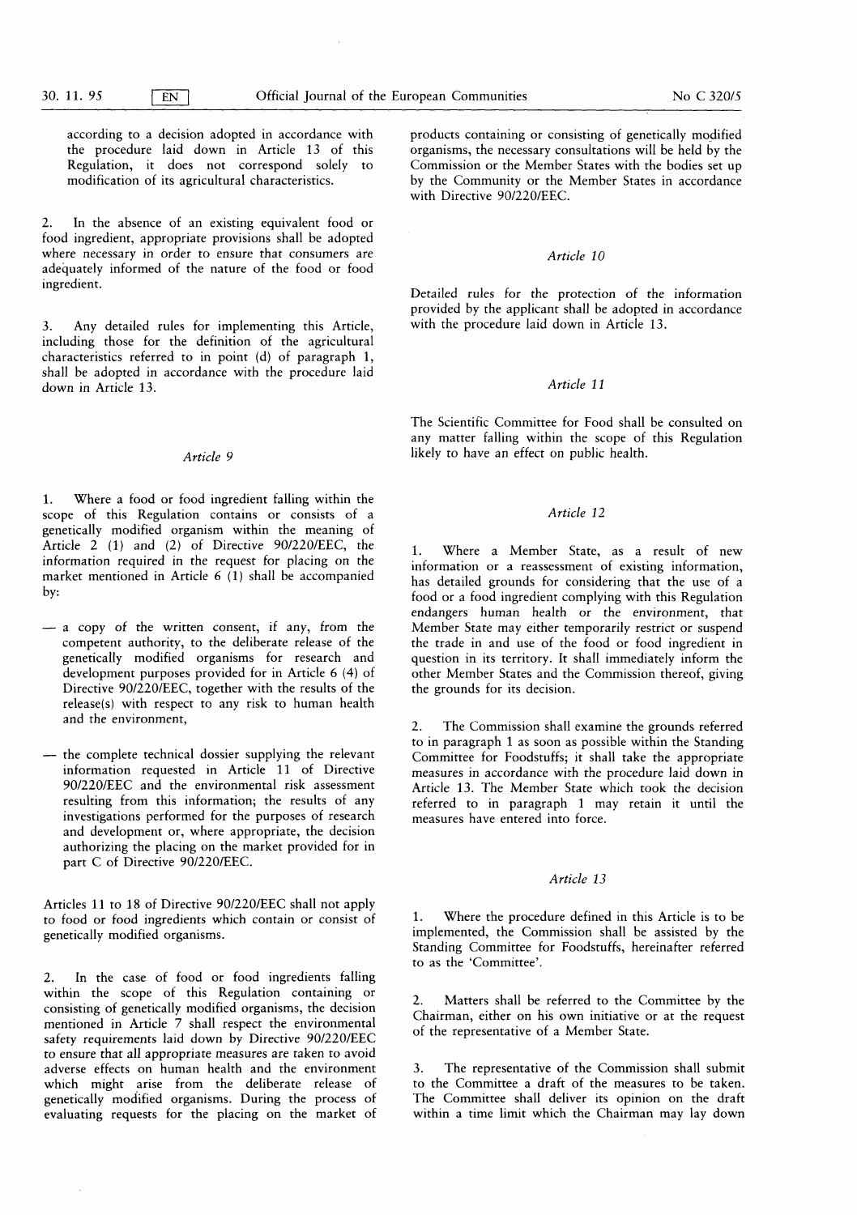according to a decision adopted in accordance with the procedure laid down in Article 13 of this Regulation, it does not correspond solely to modification of its agricultural characteristics.

2. In the absence of an existing equivalent food or food ingredient, appropriate provisions shall be adopted where necessary in order to ensure that consumers are adequately informed of the nature of the food or food ingredient.

3. Any detailed rules for implementing this Article, including those for the definition of the agricultural characteristics referred to in point (d) of paragraph 1, shall be adopted in accordance with the procedure laid down in Article 13.

### *Article 9*

1. Where a food or food ingredient falling within the scope of this Regulation contains or consists of a genetically modified organism within the meaning of Article 2 (1) and (2) of Directive 90/220/EEC, the information required in the request for placing on the market mentioned in Article 6 (1) shall be accompanied by:

— a copy of the written consent, if any, from the competent authority, to the deliberate release of the genetically modified organisms for research and development purposes provided for in Article 6 (4) of Directive 90/220/EEC, together with the results of the release(s) with respect to any risk to human health and the environment,

— the complete technical dossier supplying the relevant information requested in Article 11 of Directive 90/220/EEC and the environmental risk assessment resulting from this information; the results of any investigations performed for the purposes of research and development or, where appropriate, the decision authorizing the placing on the market provided for in part C of Directive 90/220/EEC.

Articles 11 to 18 of Directive 90/220/EEC shall not apply to food or food ingredients which contain or consist of genetically modified organisms.

2. In the case of food or food ingredients falling within the scope of this Regulation containing or consisting of genetically modified organisms, the decision mentioned in Article 7 shall respect the environmental safety requirements laid down by Directive 90/220/EEC to ensure that all appropriate measures are taken to avoid adverse effects on human health and the environment which might arise from the deliberate release of genetically modified organisms. During the process of evaluating requests for the placing on the market of products containing or consisting of genetically modified organisms, the necessary consultations will be held by the Commission or the Member States with the bodies set up by the Community or the Member States in accordance with Directive 90/220/EEC.

### *Article 10*

Detailed rules for the protection of the information provided by the applicant shall be adopted in accordance with the procedure laid down in Article 13.

### *Article 11*

The Scientific Committee for Food shall be consulted on any matter falling within the scope of this Regulation likely to have an effect on public health.

### *Article 12*

1. Where a Member State, as a result of new information or a reassessment of existing information, has detailed grounds for considering that the use of a food or a food ingredient complying with this Regulation endangers human health or the environment, that Member State may either temporarily restrict or suspend the trade in and use of the food or food ingredient in question in its territory. It shall immediately inform the other Member States and the Commission thereof, giving the grounds for its decision.

2. The Commission shall examine the grounds referred to in paragraph 1 as soon as possible within the Standing Committee for Foodstuffs; it shall take the appropriate measures in accordance with the procedure laid down in Article 13. The Member State which took the decision referred to in paragraph 1 may retain it until the measures have entered into force.

### *Article 13*

1. Where the procedure defined in this Article is to be implemented, the Commission shall be assisted by the Standing Committee for Foodstuffs, hereinafter referred to as the 'Committee'.

2. Matters shall be referred to the Committee by the Chairman, either on his own initiative or at the request of the representative of a Member State.

3. The representative of the Commission shall submit to the Committee a draft of the measures to be taken. The Committee shall deliver its opinion on the draft within a time limit which the Chairman may lay down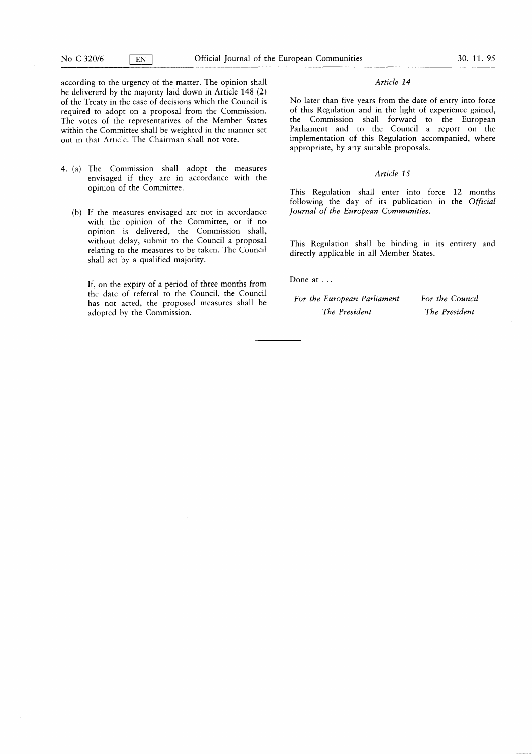according to the urgency of the matter. The opinion shall be delivererd by the majority laid down in Article 148 (2) of the Treaty in the case of decisions which the Council is required to adopt on a proposal from the Commission. The votes of the representatives of the Member States within the Committee shall be weighted in the manner set out in that Article. The Chairman shall not vote.

4. (a) The Commission shall adopt the measures envisaged if they are in accordance with the opinion of the Committee.

   (b) If the measures envisaged are not in accordance with the opinion of the Committee, or if no opinion is delivered, the Commission shall, without delay, submit to the Council a proposal relating to the measures to be taken. The Council shall act by a qualified majority.

   If, on the expiry of a period of three months from the date of referral to the Council, the Council has not acted, the proposed measures shall be adopted by the Commission.

*Article 14*

No later than five years from the date of entry into force of this Regulation and in the light of experience gained, the Commission shall forward to the European Parliament and to the Council a report on the implementation of this Regulation accompanied, where appropriate, by any suitable proposals.

*Article 15*

This Regulation shall enter into force 12 months following the day of its publication in the *Official Journal of the European Communities*.

This Regulation shall be binding in its entirety and directly applicable in all Member States.

Done at . . .

| *For the European Parliament* | *For the Council* |
|---|---|
| *The President* | *The President* |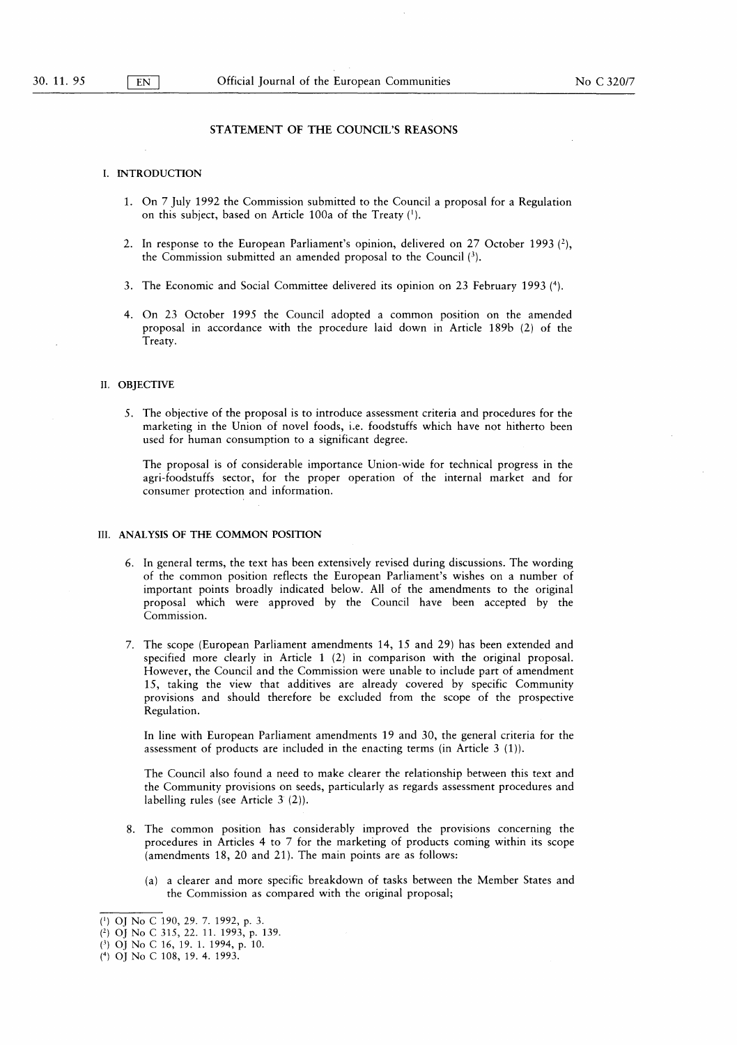## STATEMENT OF THE COUNCIL'S REASONS

### I. INTRODUCTION

1. On 7 July 1992 the Commission submitted to the Council a proposal for a Regulation on this subject, based on Article 100a of the Treaty [1].

2. In response to the European Parliament's opinion, delivered on 27 October 1993 [2], the Commission submitted an amended proposal to the Council [3].

3. The Economic and Social Committee delivered its opinion on 23 February 1993 [4].

4. On 23 October 1995 the Council adopted a common position on the amended proposal in accordance with the procedure laid down in Article 189b (2) of the Treaty.

### II. OBJECTIVE

5. The objective of the proposal is to introduce assessment criteria and procedures for the marketing in the Union of novel foods, i.e. foodstuffs which have not hitherto been used for human consumption to a significant degree.

   The proposal is of considerable importance Union-wide for technical progress in the agri-foodstuffs sector, for the proper operation of the internal market and for consumer protection and information.

### III. ANALYSIS OF THE COMMON POSITION

6. In general terms, the text has been extensively revised during discussions. The wording of the common position reflects the European Parliament's wishes on a number of important points broadly indicated below. All of the amendments to the original proposal which were approved by the Council have been accepted by the Commission.

7. The scope (European Parliament amendments 14, 15 and 29) has been extended and specified more clearly in Article 1 (2) in comparison with the original proposal. However, the Council and the Commission were unable to include part of amendment 15, taking the view that additives are already covered by specific Community provisions and should therefore be excluded from the scope of the prospective Regulation.

   In line with European Parliament amendments 19 and 30, the general criteria for the assessment of products are included in the enacting terms (in Article 3 (1)).

   The Council also found a need to make clearer the relationship between this text and the Community provisions on seeds, particularly as regards assessment procedures and labelling rules (see Article 3 (2)).

8. The common position has considerably improved the provisions concerning the procedures in Articles 4 to 7 for the marketing of products coming within its scope (amendments 18, 20 and 21). The main points are as follows:

   (a) a clearer and more specific breakdown of tasks between the Member States and the Commission as compared with the original proposal;

---

[1] OJ No C 190, 29. 7. 1992, p. 3.

[2] OJ No C 315, 22. 11. 1993, p. 139.

[3] OJ No C 16, 19. 1. 1994, p. 10.

[4] OJ No C 108, 19. 4. 1993.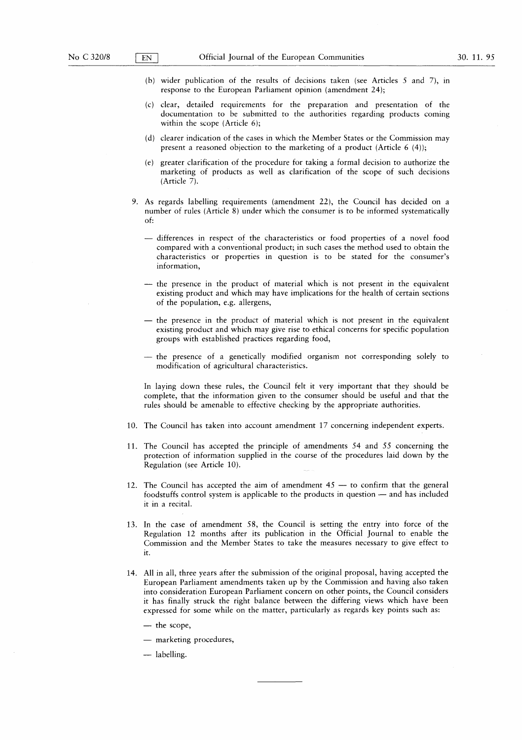(b) wider publication of the results of decisions taken (see Articles 5 and 7), in response to the European Parliament opinion (amendment 24);

(c) clear, detailed requirements for the preparation and presentation of the documentation to be submitted to the authorities regarding products coming within the scope (Article 6);

(d) clearer indication of the cases in which the Member States or the Commission may present a reasoned objection to the marketing of a product (Article 6 (4));

(e) greater clarification of the procedure for taking a formal decision to authorize the marketing of products as well as clarification of the scope of such decisions (Article 7).

9. As regards labelling requirements (amendment 22), the Council has decided on a number of rules (Article 8) under which the consumer is to be informed systematically of:

- differences in respect of the characteristics or food properties of a novel food compared with a conventional product; in such cases the method used to obtain the characteristics or properties in question is to be stated for the consumer's information,
- the presence in the product of material which is not present in the equivalent existing product and which may have implications for the health of certain sections of the population, e.g. allergens,
- the presence in the product of material which is not present in the equivalent existing product and which may give rise to ethical concerns for specific population groups with established practices regarding food,
- the presence of a genetically modified organism not corresponding solely to modification of agricultural characteristics.

In laying down these rules, the Council felt it very important that they should be complete, that the information given to the consumer should be useful and that the rules should be amenable to effective checking by the appropriate authorities.

10. The Council has taken into account amendment 17 concerning independent experts.

11. The Council has accepted the principle of amendments 54 and 55 concerning the protection of information supplied in the course of the procedures laid down by the Regulation (see Article 10).

12. The Council has accepted the aim of amendment 45 — to confirm that the general foodstuffs control system is applicable to the products in question — and has included it in a recital.

13. In the case of amendment 58, the Council is setting the entry into force of the Regulation 12 months after its publication in the Official Journal to enable the Commission and the Member States to take the measures necessary to give effect to it.

14. All in all, three years after the submission of the original proposal, having accepted the European Parliament amendments taken up by the Commission and having also taken into consideration European Parliament concern on other points, the Council considers it has finally struck the right balance between the differing views which have been expressed for some while on the matter, particularly as regards key points such as:

- the scope,
- marketing procedures,
- labelling.